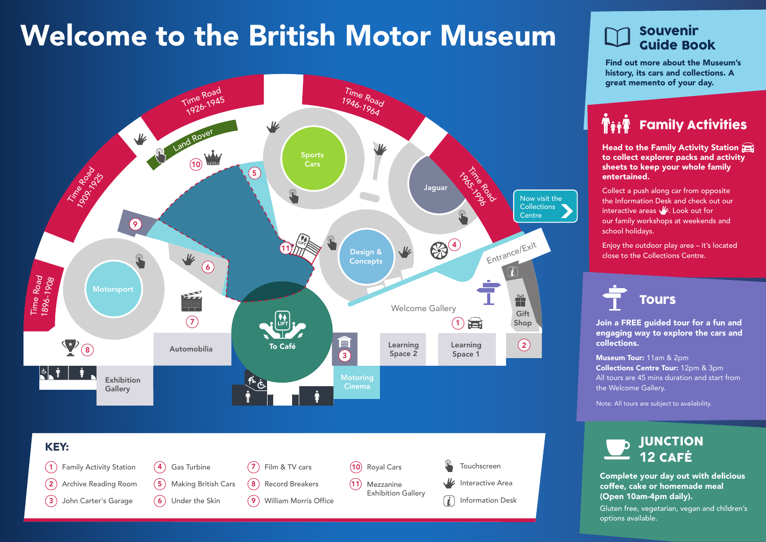# Welcome to the British Motor Museum

Time Road 1896-1908

Time Road 1909-1925

Time Road 1926-1945

Time Road 1946-1964

Time Road 1965-1996

Land Rover

Sports Cars

Jaguar

Motorsport

Design & Concepts

Welcome Gallery

Entrance/Exit

Now visit the Collections Centre

Gift Shop

Learning Space 1

Learning Space 2

Motoring Cinema

To Café

LIFT

Automobilia

Exhibition Gallery

## KEY:

1. Family Activity Station
2. Archive Reading Room
3. John Carter's Garage
4. Gas Turbine
5. Making British Cars
6. Under the Skin
7. Film & TV cars
8. Record Breakers
9. William Morris Office
10. Royal Cars
11. Mezzanine Exhibition Gallery

- Touchscreen
- Interactive Area
- Information Desk

## Souvenir Guide Book

**Find out more about the Museum's history, its cars and collections. A great memento of your day.**

## Family Activities

**Head to the Family Activity Station to collect explorer packs and activity sheets to keep your whole family entertained.**

Collect a push along car from opposite the Information Desk and check out our interactive areas. Look out for our family workshops at weekends and school holidays.

Enjoy the outdoor play area – it's located close to the Collections Centre.

## Tours

**Join a FREE guided tour for a fun and engaging way to explore the cars and collections.**

**Museum Tour:** 11am & 2pm
**Collections Centre Tour:** 12pm & 3pm
All tours are 45 mins duration and start from the Welcome Gallery.

Note: All tours are subject to availability.

## JUNCTION 12 CAFÉ

**Complete your day out with delicious coffee, cake or homemade meal (Open 10am-4pm daily).**

Gluten free, vegetarian, vegan and children's options available.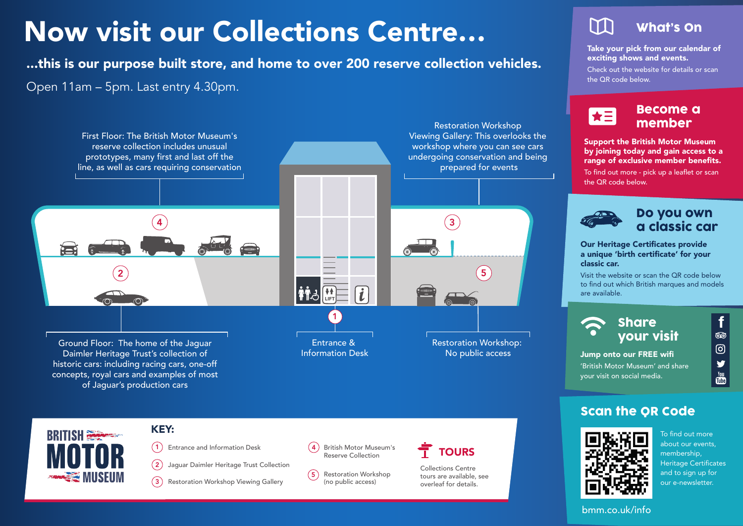# Now visit our Collections Centre...

**...this is our purpose built store, and home to over 200 reserve collection vehicles.**

Open 11am – 5pm. Last entry 4.30pm.

First Floor: The British Motor Museum's reserve collection includes unusual prototypes, many first and last off the line, as well as cars requiring conservation

Restoration Workshop Viewing Gallery: This overlooks the workshop where you can see cars undergoing conservation and being prepared for events

4

3

2

5

LIFT

1

Ground Floor: The home of the Jaguar Daimler Heritage Trust's collection of historic cars: including racing cars, one-off concepts, royal cars and examples of most of Jaguar's production cars

Entrance & Information Desk

Restoration Workshop: No public access

BRITISH MOTOR MUSEUM

**KEY:**

1. Entrance and Information Desk
2. Jaguar Daimler Heritage Trust Collection
3. Restoration Workshop Viewing Gallery
4. British Motor Museum's Reserve Collection
5. Restoration Workshop (no public access)

**TOURS**

Collections Centre tours are available, see overleaf for details.

## What's on

**Take your pick from our calendar of exciting shows and events.**

Check out the website for details or scan the QR code below.

## Become a member

**Support the British Motor Museum by joining today and gain access to a range of exclusive member benefits.**

To find out more - pick up a leaflet or scan the QR code below.

## Do you own a classic car

**Our Heritage Certificates provide a unique 'birth certificate' for your classic car.**

Visit the website or scan the QR code below to find out which British marques and models are available.

## Share your visit

**Jump onto our FREE wifi**

'British Motor Museum' and share your visit on social media.

## Scan the QR Code

To find out more about our events, membership, Heritage Certificates and to sign up for our e-newsletter.

bmm.co.uk/info